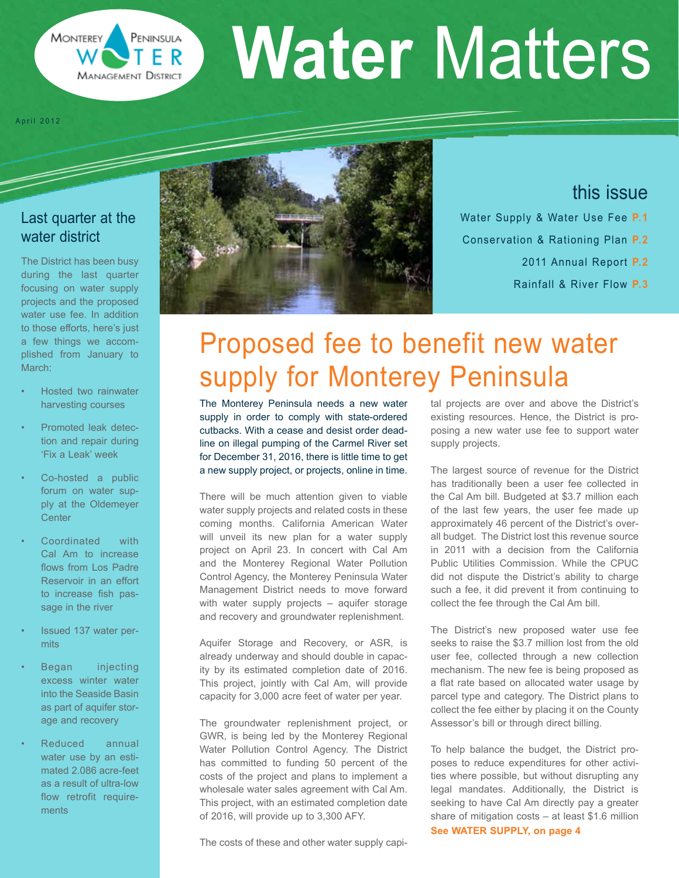# Water Matters

Monterey Peninsula Water Management District

April 2012

## this issue

- Water Supply & Water Use Fee P.1
- Conservation & Rationing Plan P.2
- 2011 Annual Report P.2
- Rainfall & River Flow P.3

## Last quarter at the water district

The District has been busy during the last quarter focusing on water supply projects and the proposed water use fee. In addition to those efforts, here's just a few things we accomplished from January to March:

- Hosted two rainwater harvesting courses
- Promoted leak detection and repair during 'Fix a Leak' week
- Co-hosted a public forum on water supply at the Oldemeyer Center
- Coordinated with Cal Am to increase flows from Los Padre Reservoir in an effort to increase fish passage in the river
- Issued 137 water permits
- Began injecting excess winter water into the Seaside Basin as part of aquifer storage and recovery
- Reduced annual water use by an estimated 2.086 acre-feet as a result of ultra-low flow retrofit requirements

# Proposed fee to benefit new water supply for Monterey Peninsula

The Monterey Peninsula needs a new water supply in order to comply with state-ordered cutbacks. With a cease and desist order deadline on illegal pumping of the Carmel River set for December 31, 2016, there is little time to get a new supply project, or projects, online in time.

There will be much attention given to viable water supply projects and related costs in these coming months. California American Water will unveil its new plan for a water supply project on April 23. In concert with Cal Am and the Monterey Regional Water Pollution Control Agency, the Monterey Peninsula Water Management District needs to move forward with water supply projects – aquifer storage and recovery and groundwater replenishment.

Aquifer Storage and Recovery, or ASR, is already underway and should double in capacity by its estimated completion date of 2016. This project, jointly with Cal Am, will provide capacity for 3,000 acre feet of water per year.

The groundwater replenishment project, or GWR, is being led by the Monterey Regional Water Pollution Control Agency. The District has committed to funding 50 percent of the costs of the project and plans to implement a wholesale water sales agreement with Cal Am. This project, with an estimated completion date of 2016, will provide up to 3,300 AFY.

The costs of these and other water supply capital projects are over and above the District's existing resources. Hence, the District is proposing a new water use fee to support water supply projects.

The largest source of revenue for the District has traditionally been a user fee collected in the Cal Am bill. Budgeted at $3.7 million each of the last few years, the user fee made up approximately 46 percent of the District's overall budget. The District lost this revenue source in 2011 with a decision from the California Public Utilities Commission. While the CPUC did not dispute the District's ability to charge such a fee, it did prevent it from continuing to collect the fee through the Cal Am bill.

The District's new proposed water use fee seeks to raise the $3.7 million lost from the old user fee, collected through a new collection mechanism. The new fee is being proposed as a flat rate based on allocated water usage by parcel type and category. The District plans to collect the fee either by placing it on the County Assessor's bill or through direct billing.

To help balance the budget, the District proposes to reduce expenditures for other activities where possible, but without disrupting any legal mandates. Additionally, the District is seeking to have Cal Am directly pay a greater share of mitigation costs – at least $1.6 million

**See WATER SUPPLY, on page 4**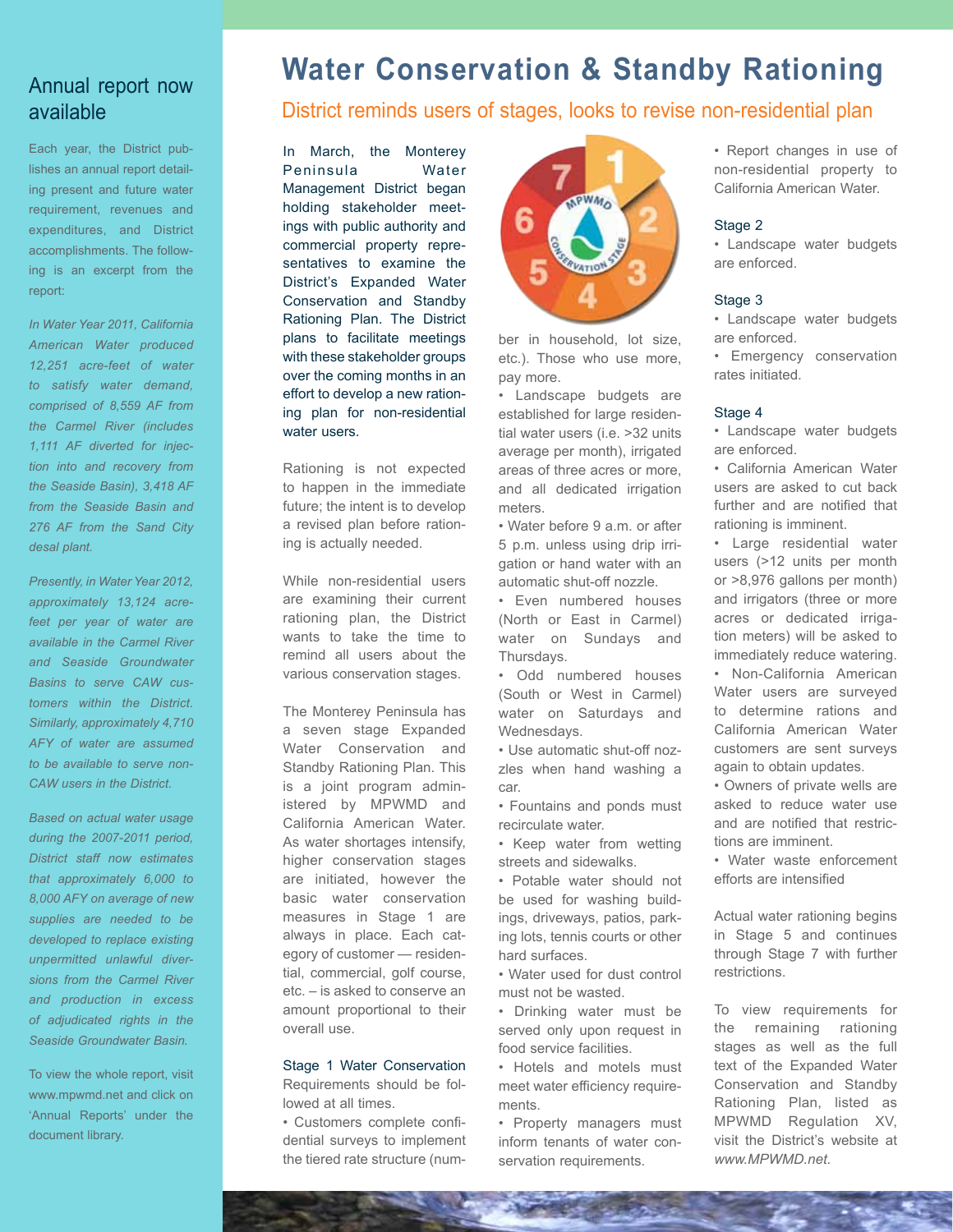## Annual report now available

Each year, the District publishes an annual report detailing present and future water requirement, revenues and expenditures, and District accomplishments. The following is an excerpt from the report:

*In Water Year 2011, California American Water produced 12,251 acre-feet of water to satisfy water demand, comprised of 8,559 AF from the Carmel River (includes 1,111 AF diverted for injection into and recovery from the Seaside Basin), 3,418 AF from the Seaside Basin and 276 AF from the Sand City desal plant.*

*Presently, in Water Year 2012, approximately 13,124 acre-feet per year of water are available in the Carmel River and Seaside Groundwater Basins to serve CAW customers within the District. Similarly, approximately 4,710 AFY of water are assumed to be available to serve non-CAW users in the District.*

*Based on actual water usage during the 2007-2011 period, District staff now estimates that approximately 6,000 to 8,000 AFY on average of new supplies are needed to be developed to replace existing unpermitted unlawful diversions from the Carmel River and production in excess of adjudicated rights in the Seaside Groundwater Basin.*

To view the whole report, visit www.mpwmd.net and click on 'Annual Reports' under the document library.

# Water Conservation & Standby Rationing

## District reminds users of stages, looks to revise non-residential plan

In March, the Monterey Peninsula Water Management District began holding stakeholder meetings with public authority and commercial property representatives to examine the District's Expanded Water Conservation and Standby Rationing Plan. The District plans to facilitate meetings with these stakeholder groups over the coming months in an effort to develop a new rationing plan for non-residential water users.

Rationing is not expected to happen in the immediate future; the intent is to develop a revised plan before rationing is actually needed.

While non-residential users are examining their current rationing plan, the District wants to take the time to remind all users about the various conservation stages.

The Monterey Peninsula has a seven stage Expanded Water Conservation and Standby Rationing Plan. This is a joint program administered by MPWMD and California American Water. As water shortages intensify, higher conservation stages are initiated, however the basic water conservation measures in Stage 1 are always in place. Each category of customer — residential, commercial, golf course, etc. – is asked to conserve an amount proportional to their overall use.

### Stage 1 Water Conservation

Requirements should be followed at all times.

- Customers complete confidential surveys to implement the tiered rate structure (number in household, lot size, etc.). Those who use more, pay more.
- Landscape budgets are established for large residential water users (i.e. >32 units average per month), irrigated areas of three acres or more, and all dedicated irrigation meters.
- Water before 9 a.m. or after 5 p.m. unless using drip irrigation or hand water with an automatic shut-off nozzle.
- Even numbered houses (North or East in Carmel) water on Sundays and Thursdays.
- Odd numbered houses (South or West in Carmel) water on Saturdays and Wednesdays.
- Use automatic shut-off nozzles when hand washing a car.
- Fountains and ponds must recirculate water.
- Keep water from wetting streets and sidewalks.
- Potable water should not be used for washing buildings, driveways, patios, parking lots, tennis courts or other hard surfaces.
- Water used for dust control must not be wasted.
- Drinking water must be served only upon request in food service facilities.
- Hotels and motels must meet water efficiency requirements.
- Property managers must inform tenants of water conservation requirements.
- Report changes in use of non-residential property to California American Water.

### Stage 2

- Landscape water budgets are enforced.

### Stage 3

- Landscape water budgets are enforced.
- Emergency conservation rates initiated.

### Stage 4

- Landscape water budgets are enforced.
- California American Water users are asked to cut back further and are notified that rationing is imminent.
- Large residential water users (>12 units per month or >8,976 gallons per month) and irrigators (three or more acres or dedicated irrigation meters) will be asked to immediately reduce watering.
- Non-California American Water users are surveyed to determine rations and California American Water customers are sent surveys again to obtain updates.
- Owners of private wells are asked to reduce water use and are notified that restrictions are imminent.
- Water waste enforcement efforts are intensified

Actual water rationing begins in Stage 5 and continues through Stage 7 with further restrictions.

To view requirements for the remaining rationing stages as well as the full text of the Expanded Water Conservation and Standby Rationing Plan, listed as MPWMD Regulation XV, visit the District's website at *www.MPWMD.net.*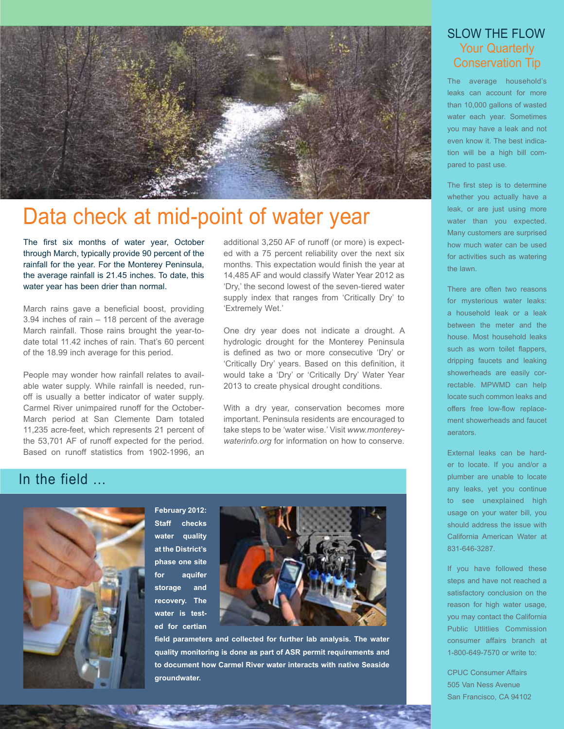# Data check at mid-point of water year

The first six months of water year, October through March, typically provide 90 percent of the rainfall for the year. For the Monterey Peninsula, the average rainfall is 21.45 inches. To date, this water year has been drier than normal.

March rains gave a beneficial boost, providing 3.94 inches of rain – 118 percent of the average March rainfall. Those rains brought the year-to-date total 11.42 inches of rain. That's 60 percent of the 18.99 inch average for this period.

People may wonder how rainfall relates to available water supply. While rainfall is needed, runoff is usually a better indicator of water supply. Carmel River unimpaired runoff for the October-March period at San Clemente Dam totaled 11,235 acre-feet, which represents 21 percent of the 53,701 AF of runoff expected for the period. Based on runoff statistics from 1902-1996, an additional 3,250 AF of runoff (or more) is expected with a 75 percent reliability over the next six months. This expectation would finish the year at 14,485 AF and would classify Water Year 2012 as 'Dry,' the second lowest of the seven-tiered water supply index that ranges from 'Critically Dry' to 'Extremely Wet.'

One dry year does not indicate a drought. A hydrologic drought for the Monterey Peninsula is defined as two or more consecutive 'Dry' or 'Critically Dry' years. Based on this definition, it would take a 'Dry' or 'Critically Dry' Water Year 2013 to create physical drought conditions.

With a dry year, conservation becomes more important. Peninsula residents are encouraged to take steps to be 'water wise.' Visit *www.montereywaterinfo.org* for information on how to conserve.

## In the field ...

**February 2012: Staff checks water quality at the District's phase one site for aquifer storage and recovery. The water is tested for certian field parameters and collected for further lab analysis. The water quality monitoring is done as part of ASR permit requirements and to document how Carmel River water interacts with native Seaside groundwater.**

## SLOW THE FLOW
### Your Quarterly Conservation Tip

The average household's leaks can account for more than 10,000 gallons of wasted water each year. Sometimes you may have a leak and not even know it. The best indication will be a high bill compared to past use.

The first step is to determine whether you actually have a leak, or are just using more water than you expected. Many customers are surprised how much water can be used for activities such as watering the lawn.

There are often two reasons for mysterious water leaks: a household leak or a leak between the meter and the house. Most household leaks such as worn toilet flappers, dripping faucets and leaking showerheads are easily correctable. MPWMD can help locate such common leaks and offers free low-flow replacement showerheads and faucet aerators.

External leaks can be harder to locate. If you and/or a plumber are unable to locate any leaks, yet you continue to see unexplained high usage on your water bill, you should address the issue with California American Water at 831-646-3287.

If you have followed these steps and have not reached a satisfactory conclusion on the reason for high water usage, you may contact the California Public Utilities Commission consumer affairs branch at 1-800-649-7570 or write to:

CPUC Consumer Affairs
505 Van Ness Avenue
San Francisco, CA 94102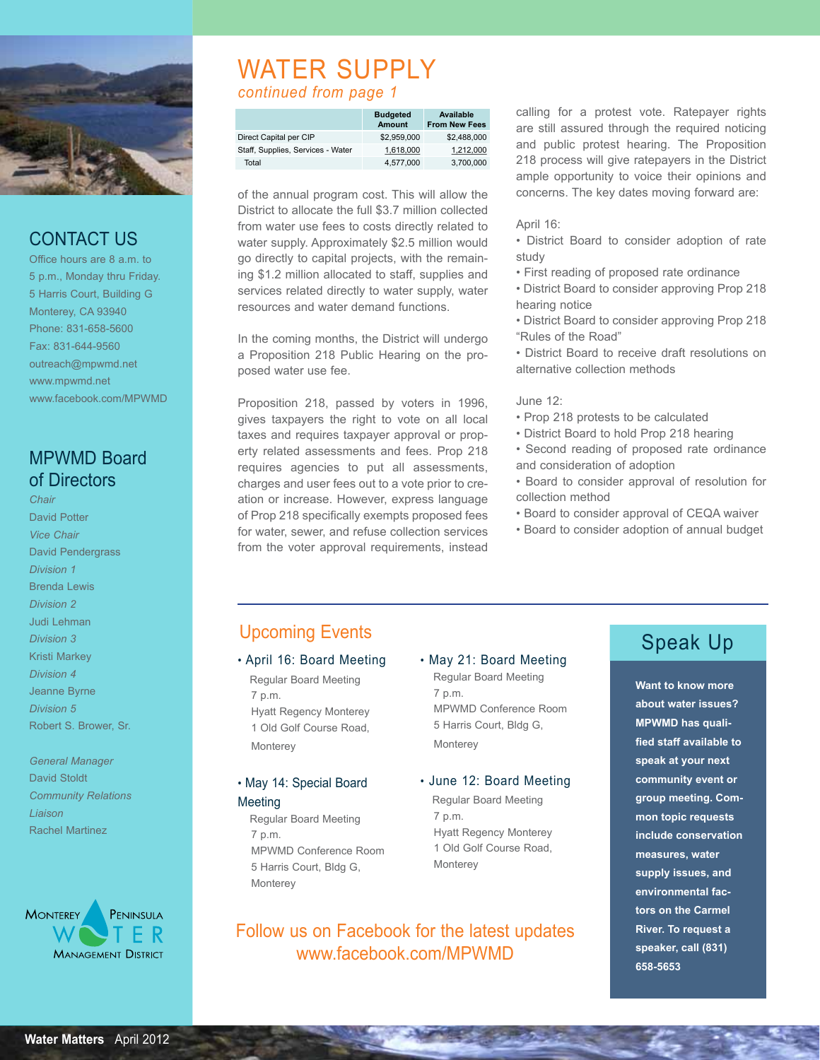# WATER SUPPLY

*continued from page 1*

| | Budgeted Amount | Available From New Fees |
|---|---|---|
| Direct Capital per CIP | $2,959,000 | $2,488,000 |
| Staff, Supplies, Services - Water | 1,618,000 | 1,212,000 |
| Total | 4,577,000 | 3,700,000 |

of the annual program cost. This will allow the District to allocate the full $3.7 million collected from water use fees to costs directly related to water supply. Approximately $2.5 million would go directly to capital projects, with the remaining $1.2 million allocated to staff, supplies and services related directly to water supply, water resources and water demand functions.

In the coming months, the District will undergo a Proposition 218 Public Hearing on the proposed water use fee.

Proposition 218, passed by voters in 1996, gives taxpayers the right to vote on all local taxes and requires taxpayer approval or property related assessments and fees. Prop 218 requires agencies to put all assessments, charges and user fees out to a vote prior to creation or increase. However, express language of Prop 218 specifically exempts proposed fees for water, sewer, and refuse collection services from the voter approval requirements, instead calling for a protest vote. Ratepayer rights are still assured through the required noticing and public protest hearing. The Proposition 218 process will give ratepayers in the District ample opportunity to voice their opinions and concerns. The key dates moving forward are:

April 16:

- District Board to consider adoption of rate study
- First reading of proposed rate ordinance
- District Board to consider approving Prop 218 hearing notice
- District Board to consider approving Prop 218 "Rules of the Road"
- District Board to receive draft resolutions on alternative collection methods

June 12:

- Prop 218 protests to be calculated
- District Board to hold Prop 218 hearing
- Second reading of proposed rate ordinance and consideration of adoption
- Board to consider approval of resolution for collection method
- Board to consider approval of CEQA waiver
- Board to consider adoption of annual budget

## Upcoming Events

- **April 16: Board Meeting**
  Regular Board Meeting
  7 p.m.
  Hyatt Regency Monterey
  1 Old Golf Course Road,
  Monterey

- **May 14: Special Board Meeting**
  Regular Board Meeting
  7 p.m.
  MPWMD Conference Room
  5 Harris Court, Bldg G,
  Monterey

- **May 21: Board Meeting**
  Regular Board Meeting
  7 p.m.
  MPWMD Conference Room
  5 Harris Court, Bldg G,
  Monterey

- **June 12: Board Meeting**
  Regular Board Meeting
  7 p.m.
  Hyatt Regency Monterey
  1 Old Golf Course Road,
  Monterey

Follow us on Facebook for the latest updates
www.facebook.com/MPWMD

## Speak Up

**Want to know more about water issues? MPWMD has qualified staff available to speak at your next community event or group meeting. Common topic requests include conservation measures, water supply issues, and environmental factors on the Carmel River. To request a speaker, call (831) 658-5653**

## CONTACT US

Office hours are 8 a.m. to 5 p.m., Monday thru Friday.
5 Harris Court, Building G
Monterey, CA 93940
Phone: 831-658-5600
Fax: 831-644-9560
outreach@mpwmd.net
www.mpwmd.net
www.facebook.com/MPWMD

## MPWMD Board of Directors

*Chair*
David Potter
*Vice Chair*
David Pendergrass
*Division 1*
Brenda Lewis
*Division 2*
Judi Lehman
*Division 3*
Kristi Markey
*Division 4*
Jeanne Byrne
*Division 5*
Robert S. Brower, Sr.

*General Manager*
David Stoldt
*Community Relations Liaison*
Rachel Martinez

Monterey Peninsula Water Management District